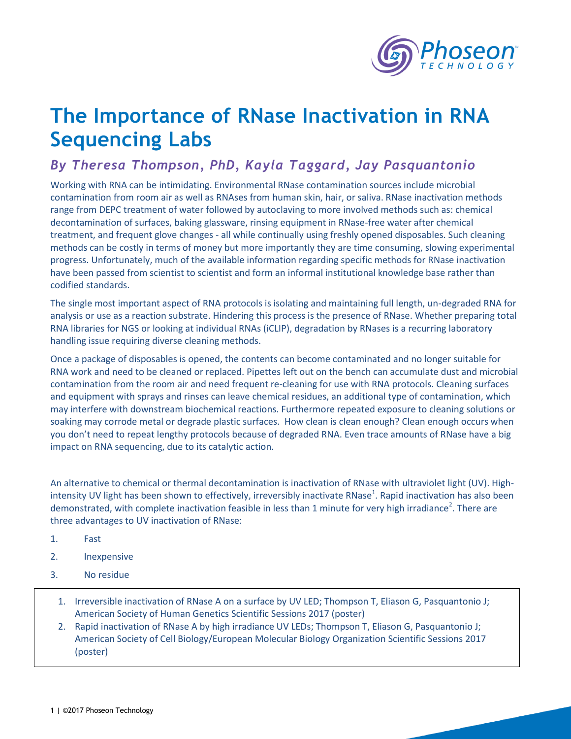# The Importance of RNase Inactivation in RNA Sequencing Labs

## *By Theresa Thompson, PhD, Kayla Taggard, Jay Pasquantonio*

Working with RNA can be intimidating. Environmental RNase contamination sources include microbial contamination from room air as well as RNAses from human skin, hair, or saliva. RNase inactivation methods range from DEPC treatment of water followed by autoclaving to more involved methods such as: chemical decontamination of surfaces, baking glassware, rinsing equipment in RNase-free water after chemical treatment, and frequent glove changes - all while continually using freshly opened disposables. Such cleaning methods can be costly in terms of money but more importantly they are time consuming, slowing experimental progress. Unfortunately, much of the available information regarding specific methods for RNase inactivation have been passed from scientist to scientist and form an informal institutional knowledge base rather than codified standards.

The single most important aspect of RNA protocols is isolating and maintaining full length, un-degraded RNA for analysis or use as a reaction substrate. Hindering this process is the presence of RNase. Whether preparing total RNA libraries for NGS or looking at individual RNAs (iCLIP), degradation by RNases is a recurring laboratory handling issue requiring diverse cleaning methods.

Once a package of disposables is opened, the contents can become contaminated and no longer suitable for RNA work and need to be cleaned or replaced. Pipettes left out on the bench can accumulate dust and microbial contamination from the room air and need frequent re-cleaning for use with RNA protocols. Cleaning surfaces and equipment with sprays and rinses can leave chemical residues, an additional type of contamination, which may interfere with downstream biochemical reactions. Furthermore repeated exposure to cleaning solutions or soaking may corrode metal or degrade plastic surfaces. How clean is clean enough? Clean enough occurs when you don't need to repeat lengthy protocols because of degraded RNA. Even trace amounts of RNase have a big impact on RNA sequencing, due to its catalytic action.

An alternative to chemical or thermal decontamination is inactivation of RNase with ultraviolet light (UV). High-intensity UV light has been shown to effectively, irreversibly inactivate RNase[1]. Rapid inactivation has also been demonstrated, with complete inactivation feasible in less than 1 minute for very high irradiance[2]. There are three advantages to UV inactivation of RNase:

1. Fast
2. Inexpensive
3. No residue

---

1. Irreversible inactivation of RNase A on a surface by UV LED; Thompson T, Eliason G, Pasquantonio J; American Society of Human Genetics Scientific Sessions 2017 (poster)
2. Rapid inactivation of RNase A by high irradiance UV LEDs; Thompson T, Eliason G, Pasquantonio J; American Society of Cell Biology/European Molecular Biology Organization Scientific Sessions 2017 (poster)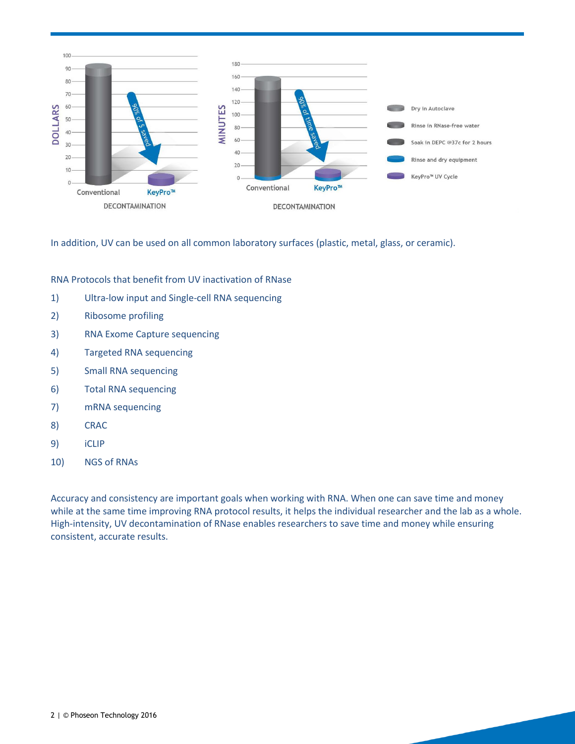100
90
80
70
60
50
40
30
20
10
0

DOLLARS

90% of $ saved

Conventional
KeyPro™

DECONTAMINATION

180
160
140
120
100
80
60
40
20
0

MINUTES

90% of time saved

Conventional
KeyPro™

DECONTAMINATION

Dry in Autoclave
Rinse in RNase-free water
Soak in DEPC @37c for 2 hours
Rinse and dry equipment
KeyPro™ UV Cycle

In addition, UV can be used on all common laboratory surfaces (plastic, metal, glass, or ceramic).

RNA Protocols that benefit from UV inactivation of RNase

1) Ultra-low input and Single-cell RNA sequencing
2) Ribosome profiling
3) RNA Exome Capture sequencing
4) Targeted RNA sequencing
5) Small RNA sequencing
6) Total RNA sequencing
7) mRNA sequencing
8) CRAC
9) iCLIP
10) NGS of RNAs

Accuracy and consistency are important goals when working with RNA. When one can save time and money while at the same time improving RNA protocol results, it helps the individual researcher and the lab as a whole. High-intensity, UV decontamination of RNase enables researchers to save time and money while ensuring consistent, accurate results.

© Phoseon Technology 2016